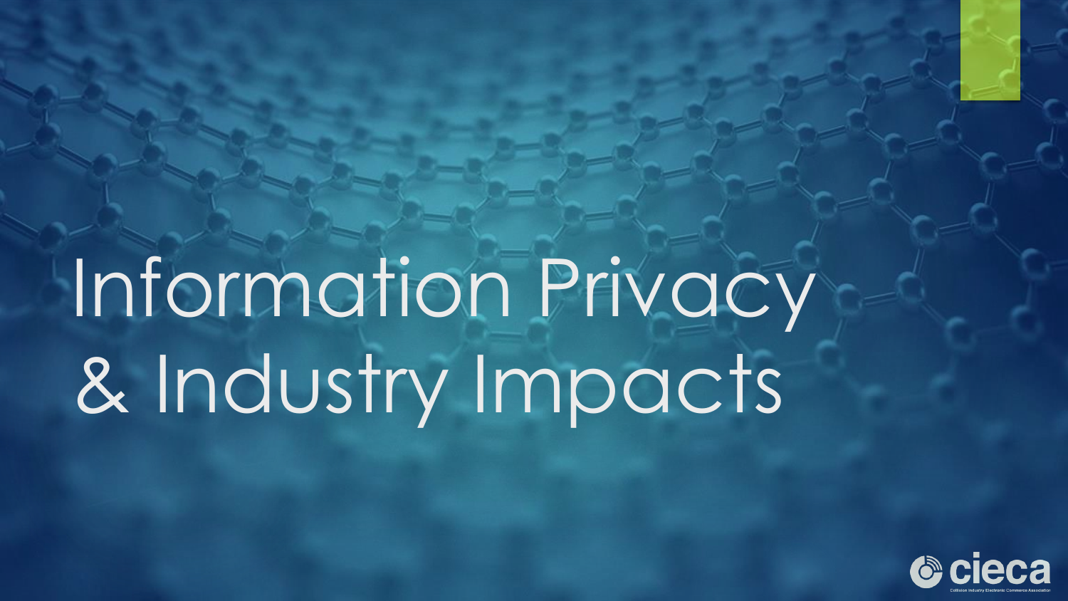# Information Privacy & Industry Impacts

cieca

Collision Industry Electronic Commerce Association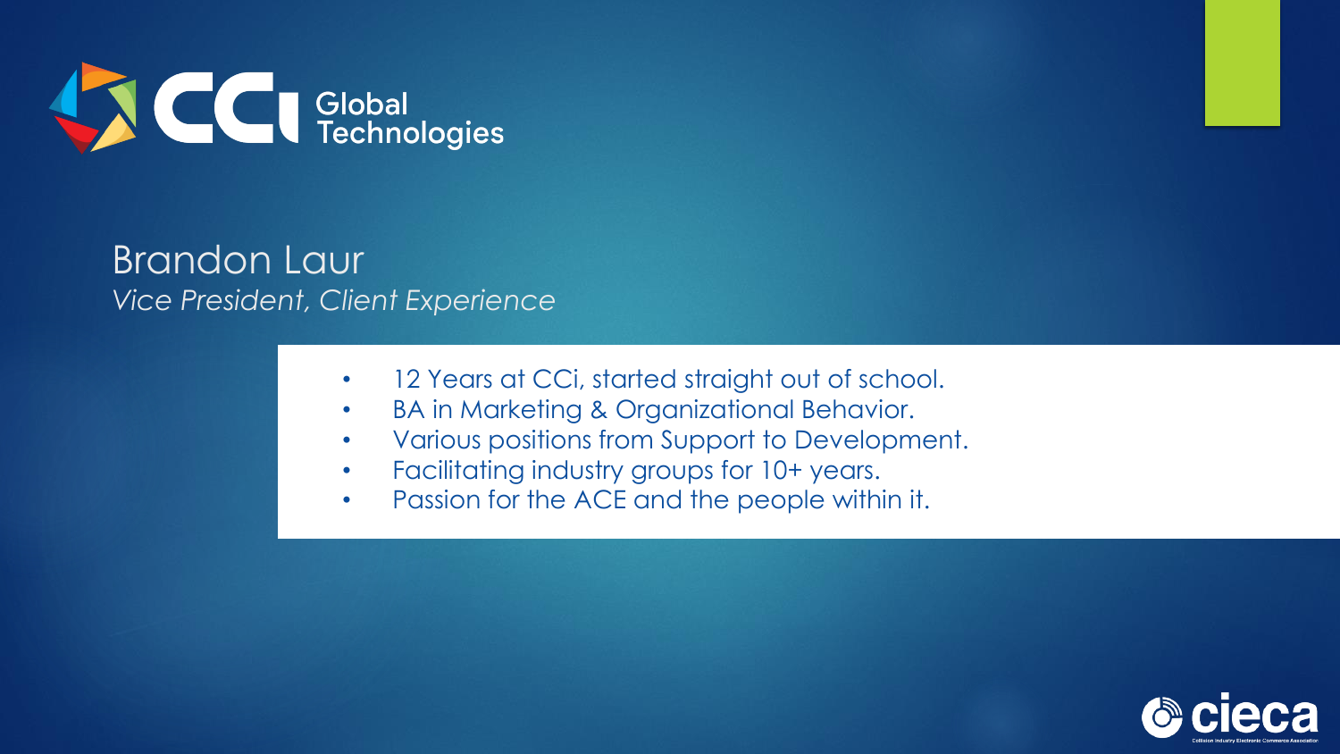CCi Global Technologies

## Brandon Laur

*Vice President, Client Experience*

- 12 Years at CCi, started straight out of school.
- BA in Marketing & Organizational Behavior.
- Various positions from Support to Development.
- Facilitating industry groups for 10+ years.
- Passion for the ACE and the people within it.

cieca
Collision Industry Electronic Commerce Association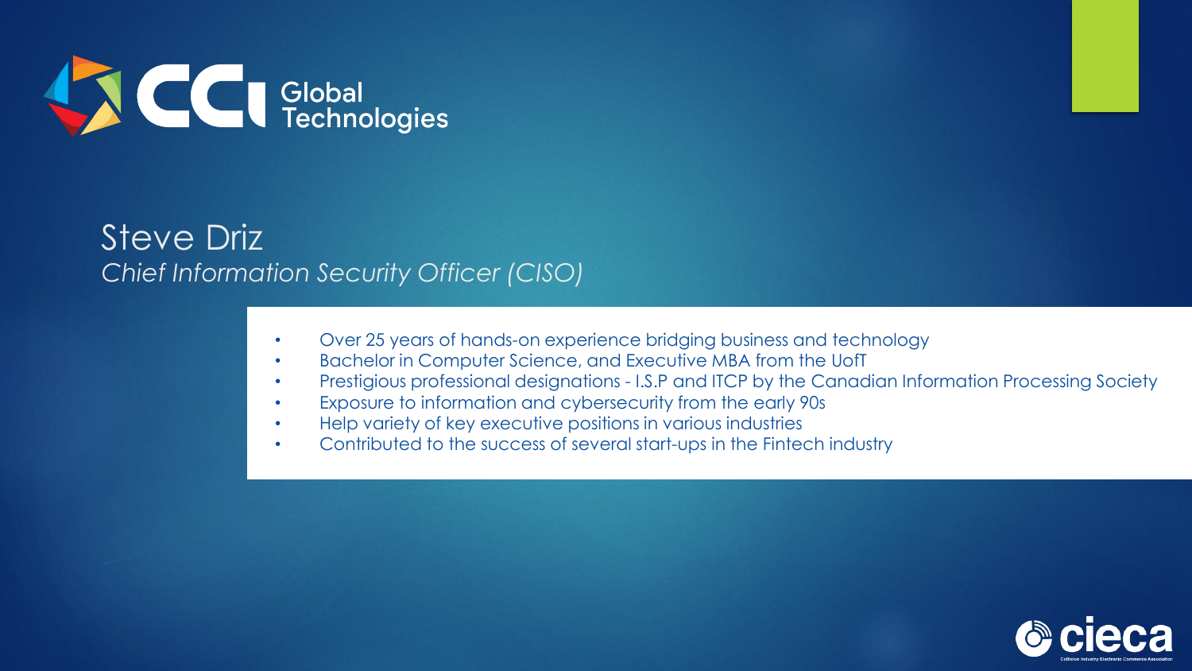CCI Global Technologies

## Steve Driz

*Chief Information Security Officer (CISO)*

- Over 25 years of hands-on experience bridging business and technology
- Bachelor in Computer Science, and Executive MBA from the UofT
- Prestigious professional designations - I.S.P and ITCP by the Canadian Information Processing Society
- Exposure to information and cybersecurity from the early 90s
- Help variety of key executive positions in various industries
- Contributed to the success of several start-ups in the Fintech industry

cieca

Collision Industry Electronic Commerce Association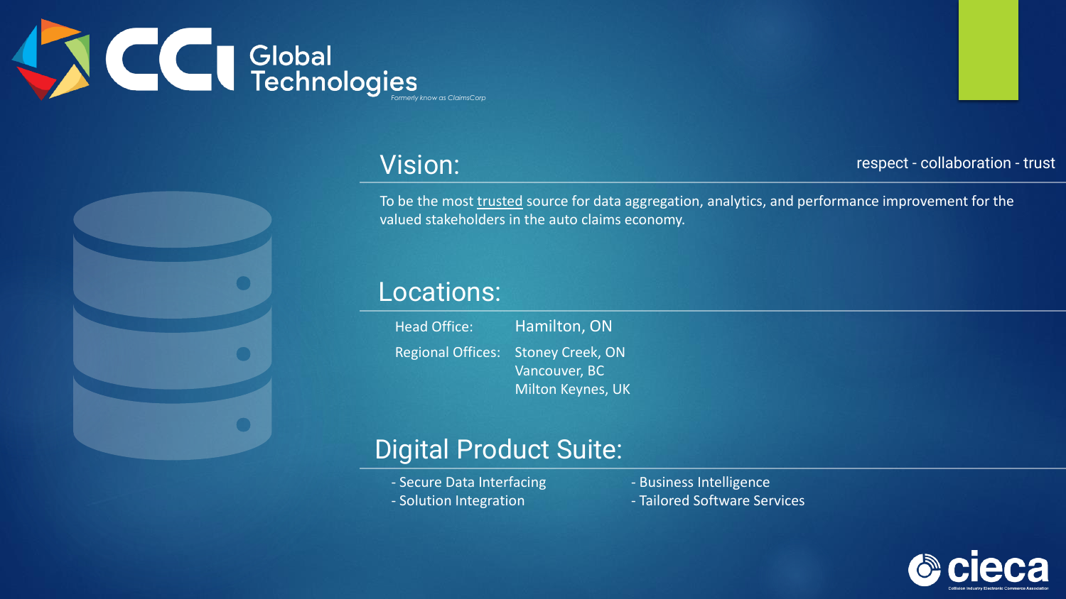CCi Global Technologies

*Formerly know as ClaimsCorp*

## Vision:

respect - collaboration - trust

To be the most trusted source for data aggregation, analytics, and performance improvement for the valued stakeholders in the auto claims economy.

## Locations:

| | |
|---|---|
| Head Office: | Hamilton, ON |
| Regional Offices: | Stoney Creek, ON<br>Vancouver, BC<br>Milton Keynes, UK |

## Digital Product Suite:

- Secure Data Interfacing
- Solution Integration
- Business Intelligence
- Tailored Software Services

cieca

Collision Industry Electronic Commerce Association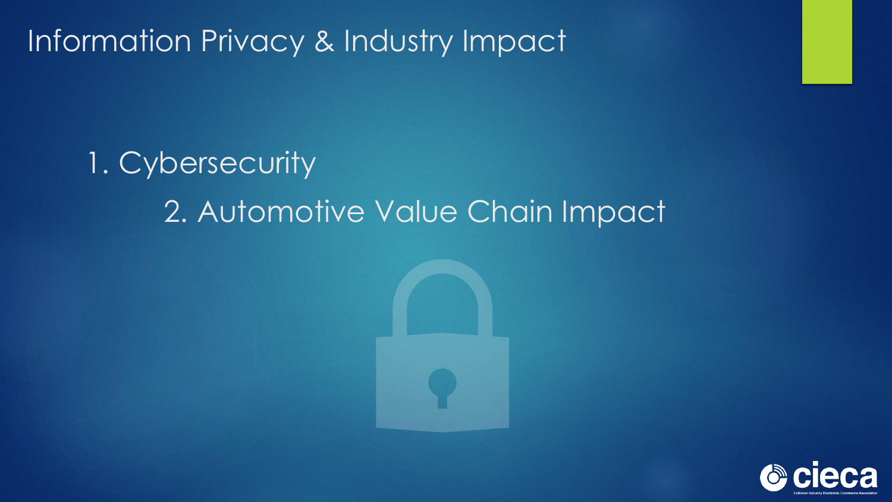# Information Privacy & Industry Impact

1. Cybersecurity
2. Automotive Value Chain Impact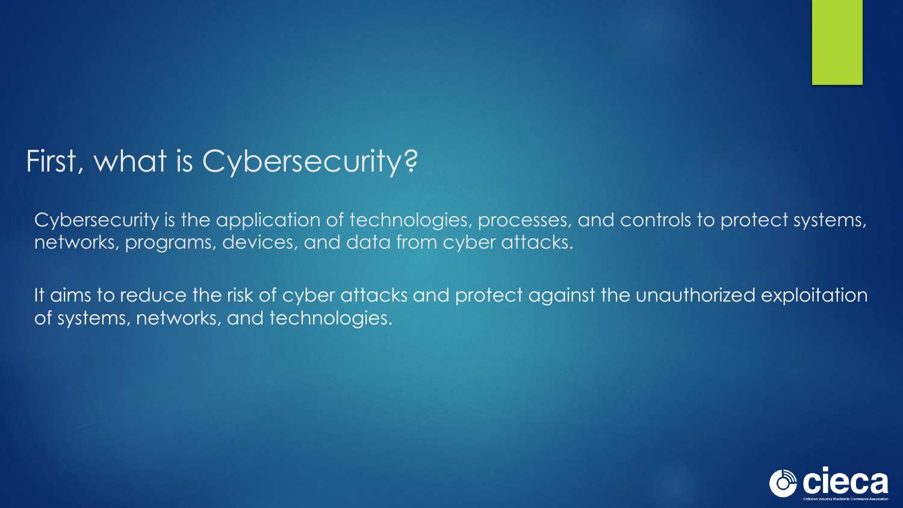# First, what is Cybersecurity?

Cybersecurity is the application of technologies, processes, and controls to protect systems, networks, programs, devices, and data from cyber attacks.

It aims to reduce the risk of cyber attacks and protect against the unauthorized exploitation of systems, networks, and technologies.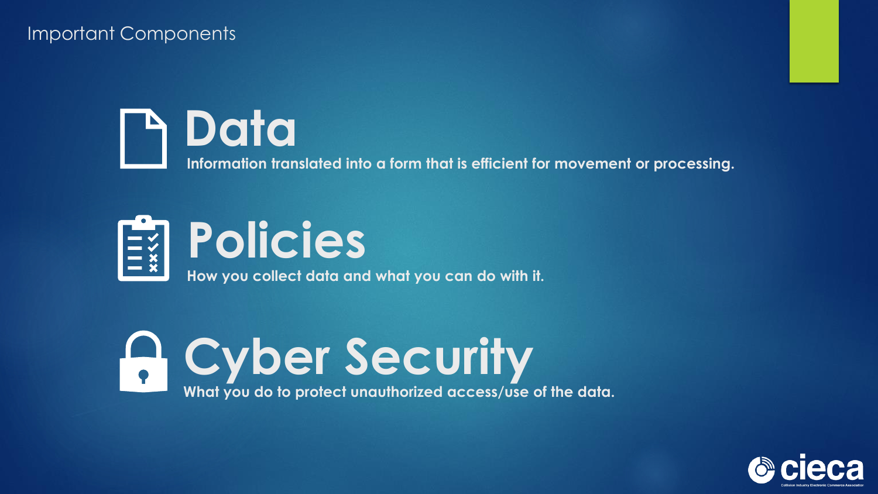# Important Components

## Data

Information translated into a form that is efficient for movement or processing.

## Policies

How you collect data and what you can do with it.

## Cyber Security

What you do to protect unauthorized access/use of the data.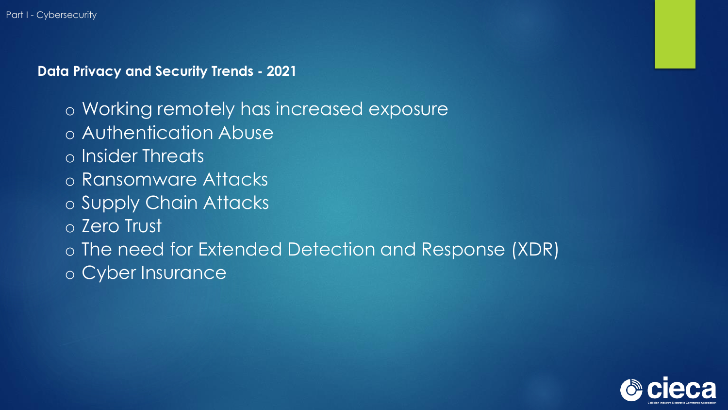## Data Privacy and Security Trends - 2021

- Working remotely has increased exposure
- Authentication Abuse
- Insider Threats
- Ransomware Attacks
- Supply Chain Attacks
- Zero Trust
- The need for Extended Detection and Response (XDR)
- Cyber Insurance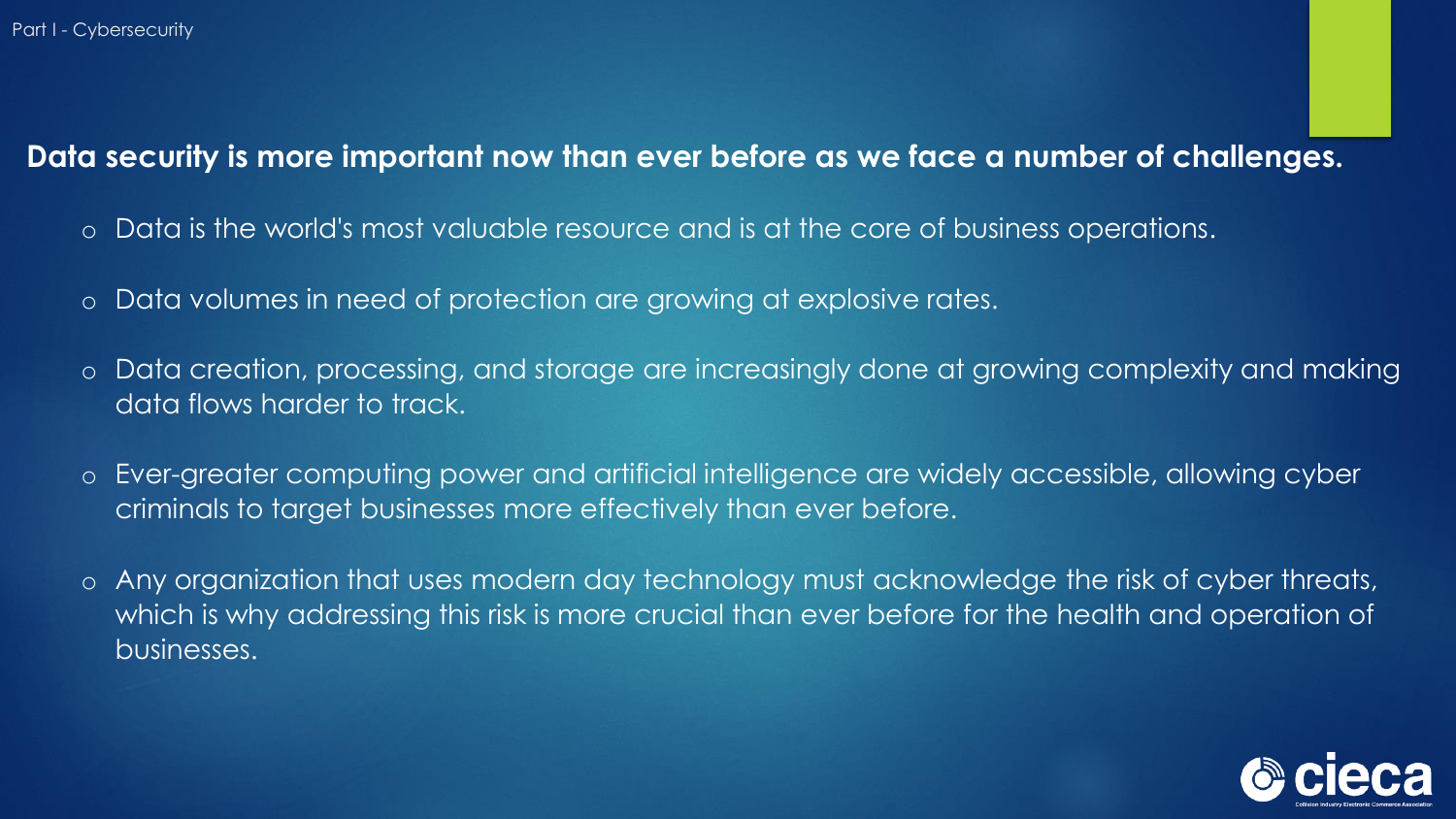**Data security is more important now than ever before as we face a number of challenges.**

- Data is the world's most valuable resource and is at the core of business operations.
- Data volumes in need of protection are growing at explosive rates.
- Data creation, processing, and storage are increasingly done at growing complexity and making data flows harder to track.
- Ever-greater computing power and artificial intelligence are widely accessible, allowing cyber criminals to target businesses more effectively than ever before.
- Any organization that uses modern day technology must acknowledge the risk of cyber threats, which is why addressing this risk is more crucial than ever before for the health and operation of businesses.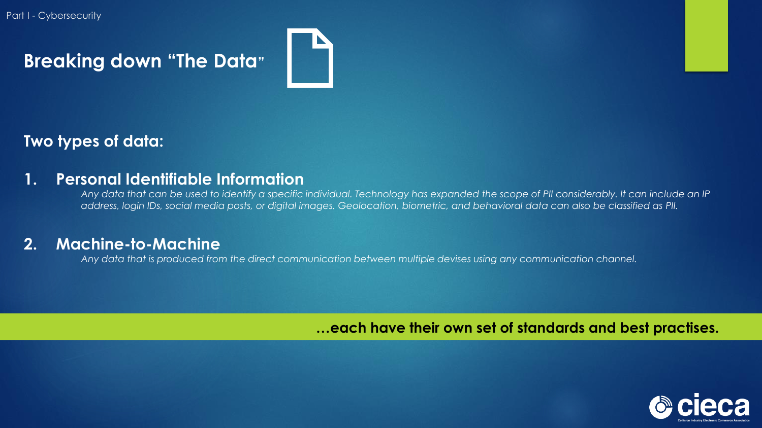## Breaking down "The Data"

**Two types of data:**

1. **Personal Identifiable Information**

   *Any data that can be used to identify a specific individual. Technology has expanded the scope of PII considerably. It can include an IP address, login IDs, social media posts, or digital images. Geolocation, biometric, and behavioral data can also be classified as PII.*

2. **Machine-to-Machine**

   *Any data that is produced from the direct communication between multiple devises using any communication channel.*

**…each have their own set of standards and best practises.**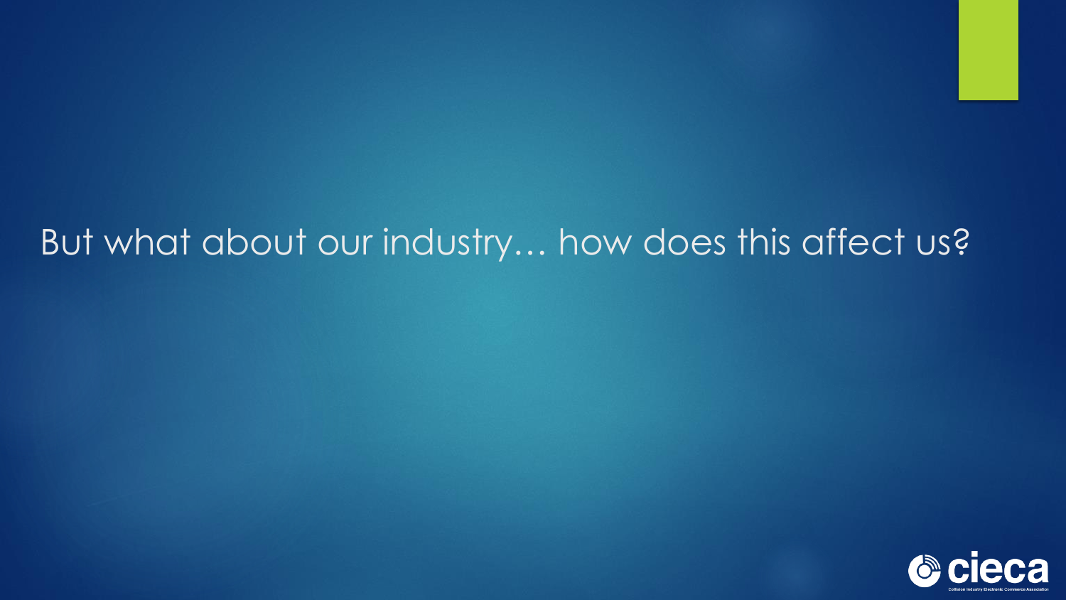But what about our industry… how does this affect us?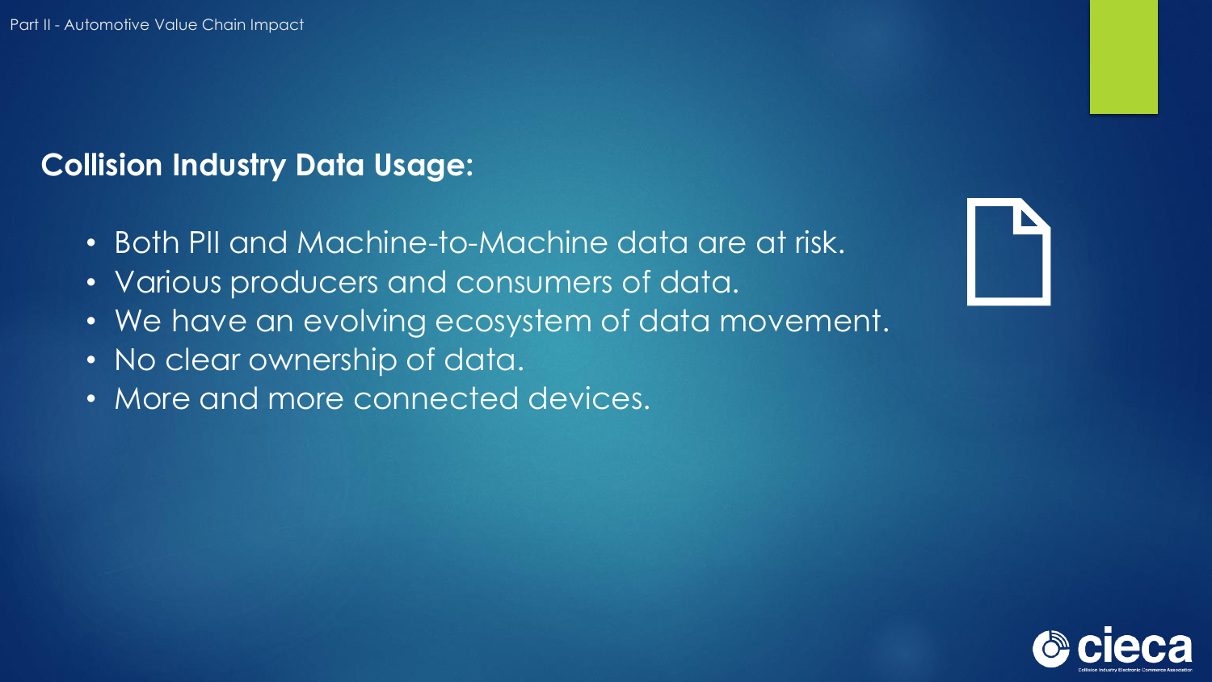## Collision Industry Data Usage:

- Both PII and Machine-to-Machine data are at risk.
- Various producers and consumers of data.
- We have an evolving ecosystem of data movement.
- No clear ownership of data.
- More and more connected devices.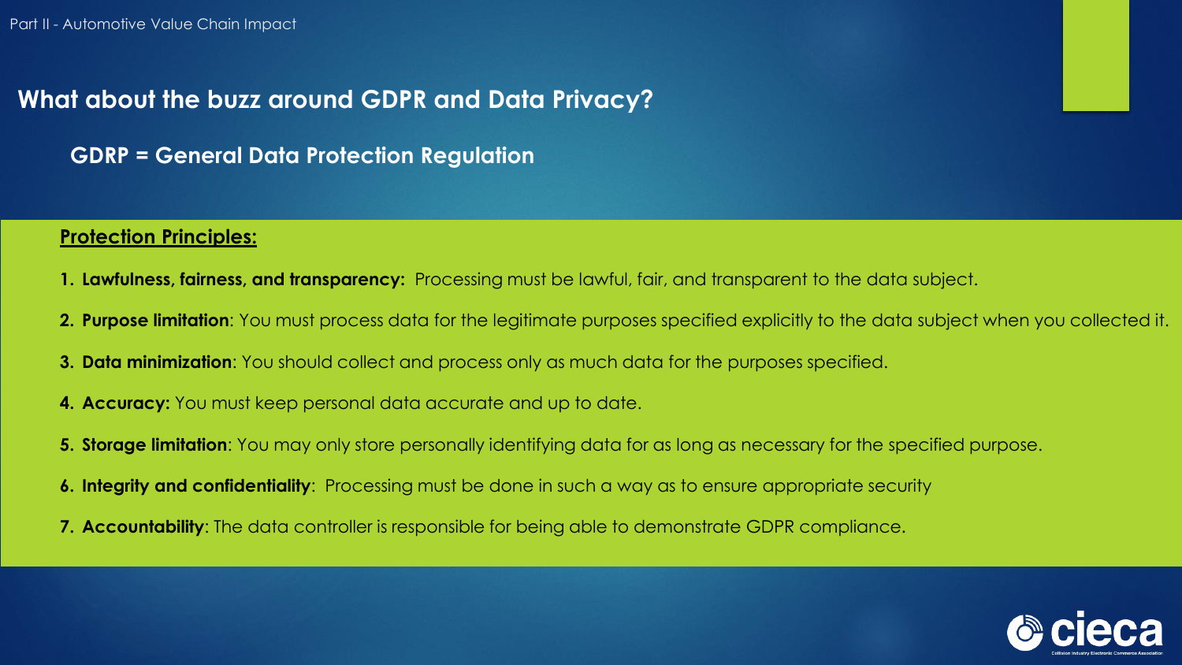## What about the buzz around GDPR and Data Privacy?

**GDRP = General Data Protection Regulation**

**<u>Protection Principles:</u>**

1. **Lawfulness, fairness, and transparency:** Processing must be lawful, fair, and transparent to the data subject.
2. **Purpose limitation**: You must process data for the legitimate purposes specified explicitly to the data subject when you collected it.
3. **Data minimization**: You should collect and process only as much data for the purposes specified.
4. **Accuracy:** You must keep personal data accurate and up to date.
5. **Storage limitation**: You may only store personally identifying data for as long as necessary for the specified purpose.
6. **Integrity and confidentiality**: Processing must be done in such a way as to ensure appropriate security
7. **Accountability**: The data controller is responsible for being able to demonstrate GDPR compliance.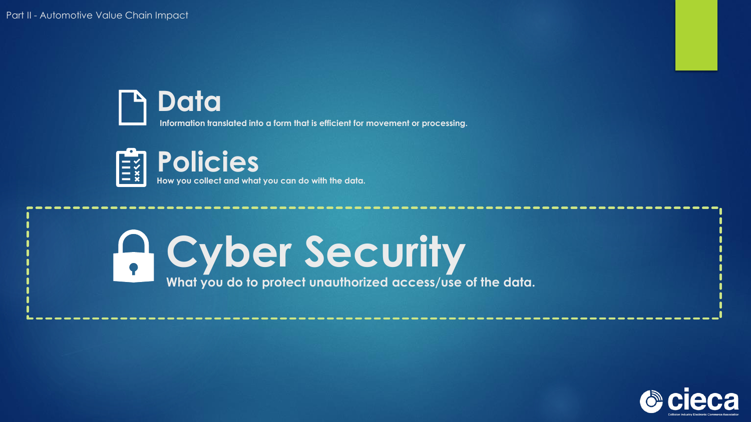## Data

Information translated into a form that is efficient for movement or processing.

## Policies

How you collect and what you can do with the data.

# Cyber Security

What you do to protect unauthorized access/use of the data.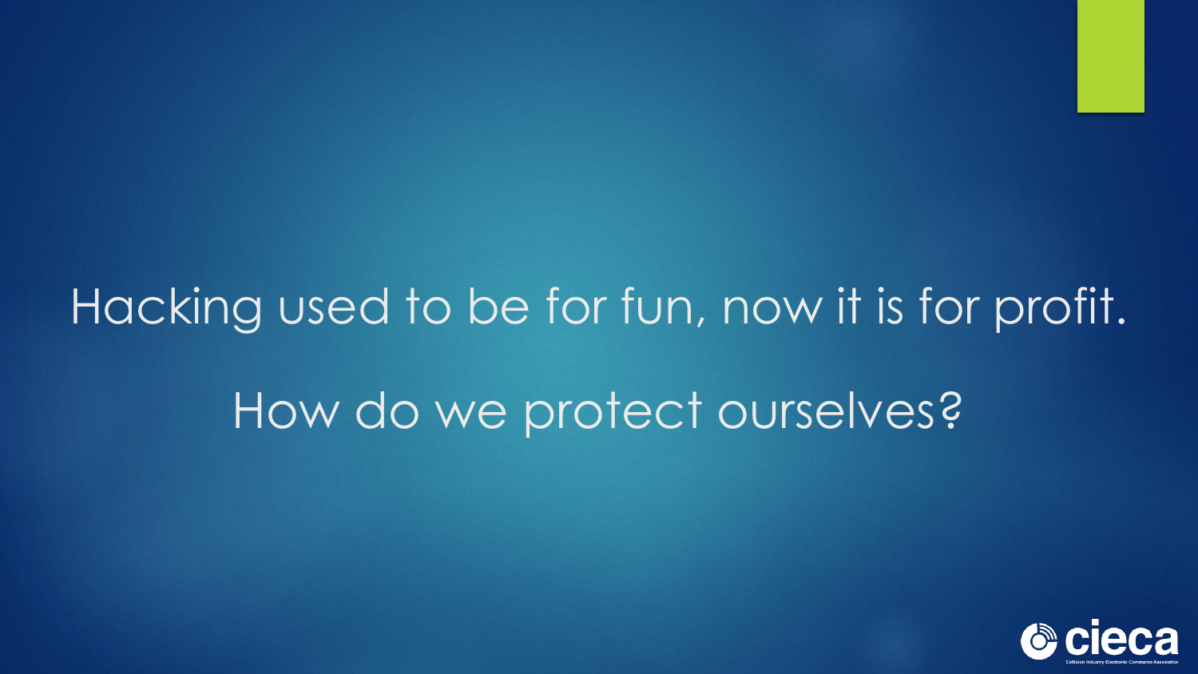Hacking used to be for fun, now it is for profit.

How do we protect ourselves?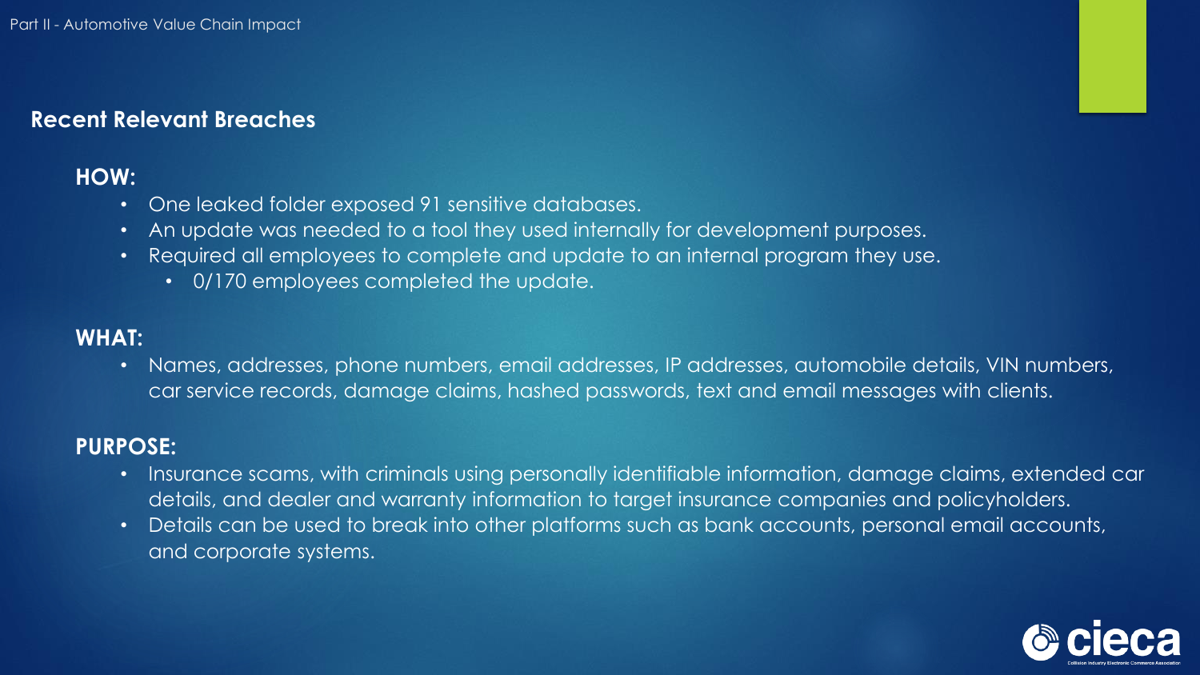## Recent Relevant Breaches

### HOW:

- One leaked folder exposed 91 sensitive databases.
- An update was needed to a tool they used internally for development purposes.
- Required all employees to complete and update to an internal program they use.
  - 0/170 employees completed the update.

### WHAT:

- Names, addresses, phone numbers, email addresses, IP addresses, automobile details, VIN numbers, car service records, damage claims, hashed passwords, text and email messages with clients.

### PURPOSE:

- Insurance scams, with criminals using personally identifiable information, damage claims, extended car details, and dealer and warranty information to target insurance companies and policyholders.
- Details can be used to break into other platforms such as bank accounts, personal email accounts, and corporate systems.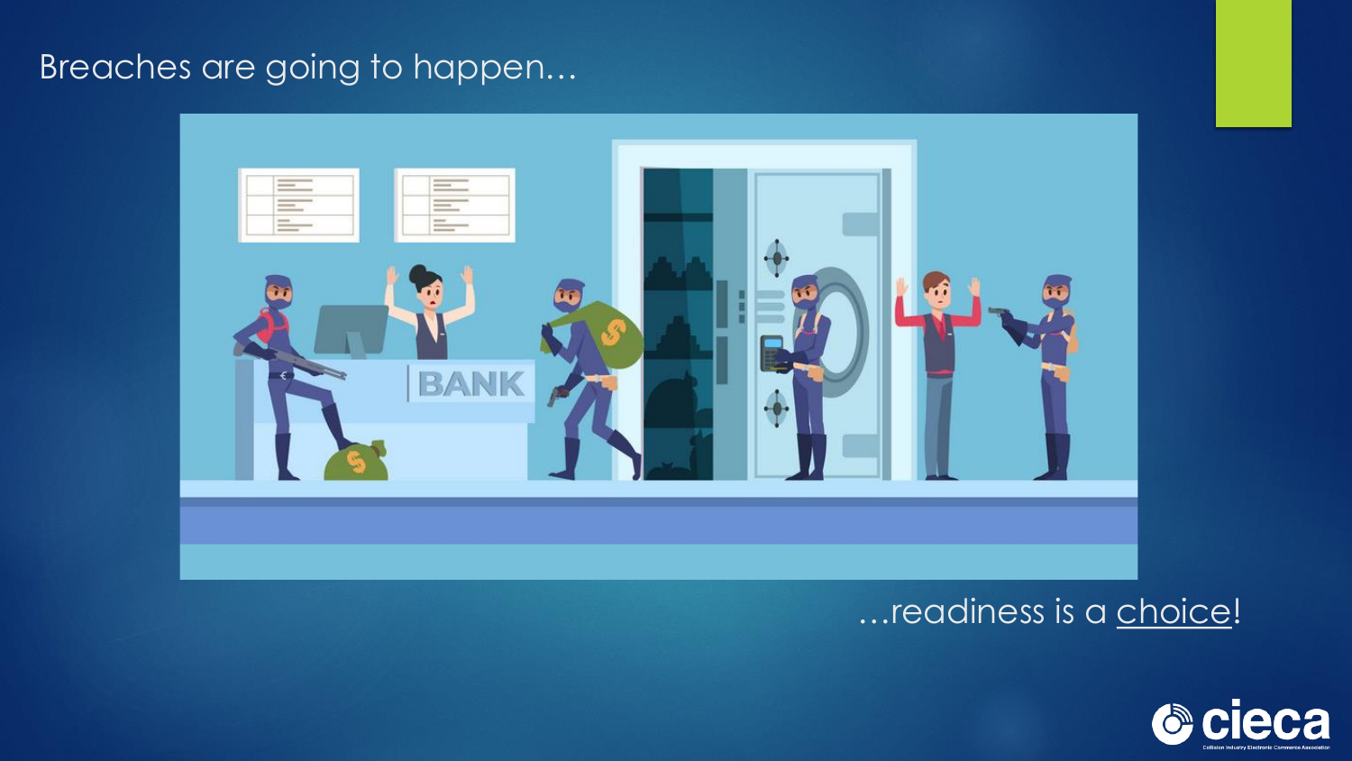# Breaches are going to happen…

…readiness is a <u>choice</u>!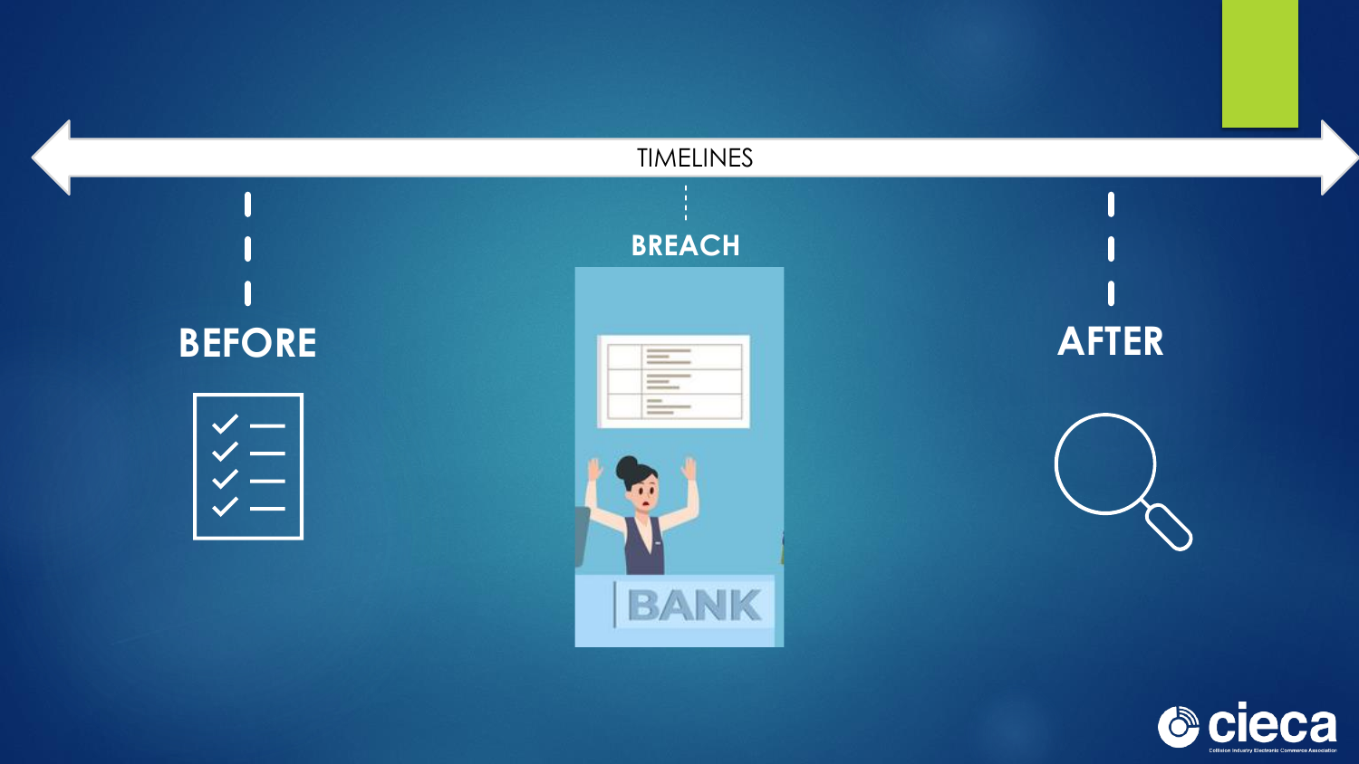TIMELINES

**BEFORE**

**BREACH**

**AFTER**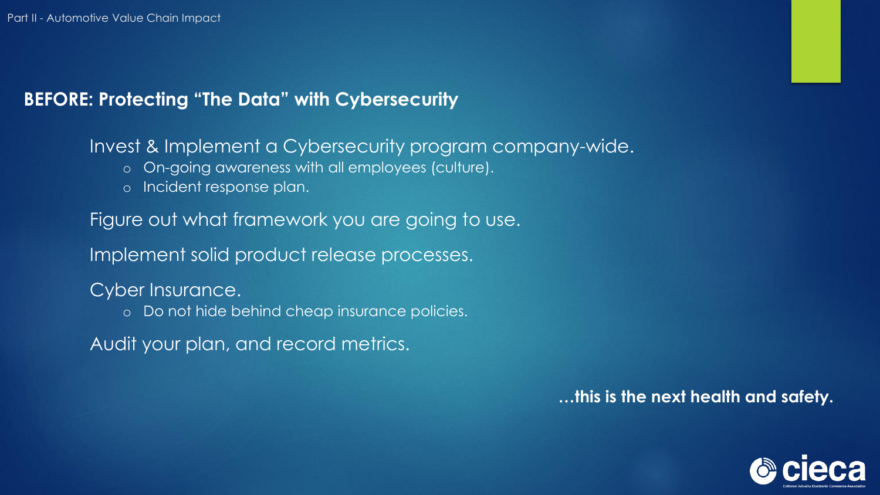## BEFORE: Protecting "The Data" with Cybersecurity

Invest & Implement a Cybersecurity program company-wide.

- On-going awareness with all employees (culture).
- Incident response plan.

Figure out what framework you are going to use.

Implement solid product release processes.

Cyber Insurance.

- Do not hide behind cheap insurance policies.

Audit your plan, and record metrics.

**…this is the next health and safety.**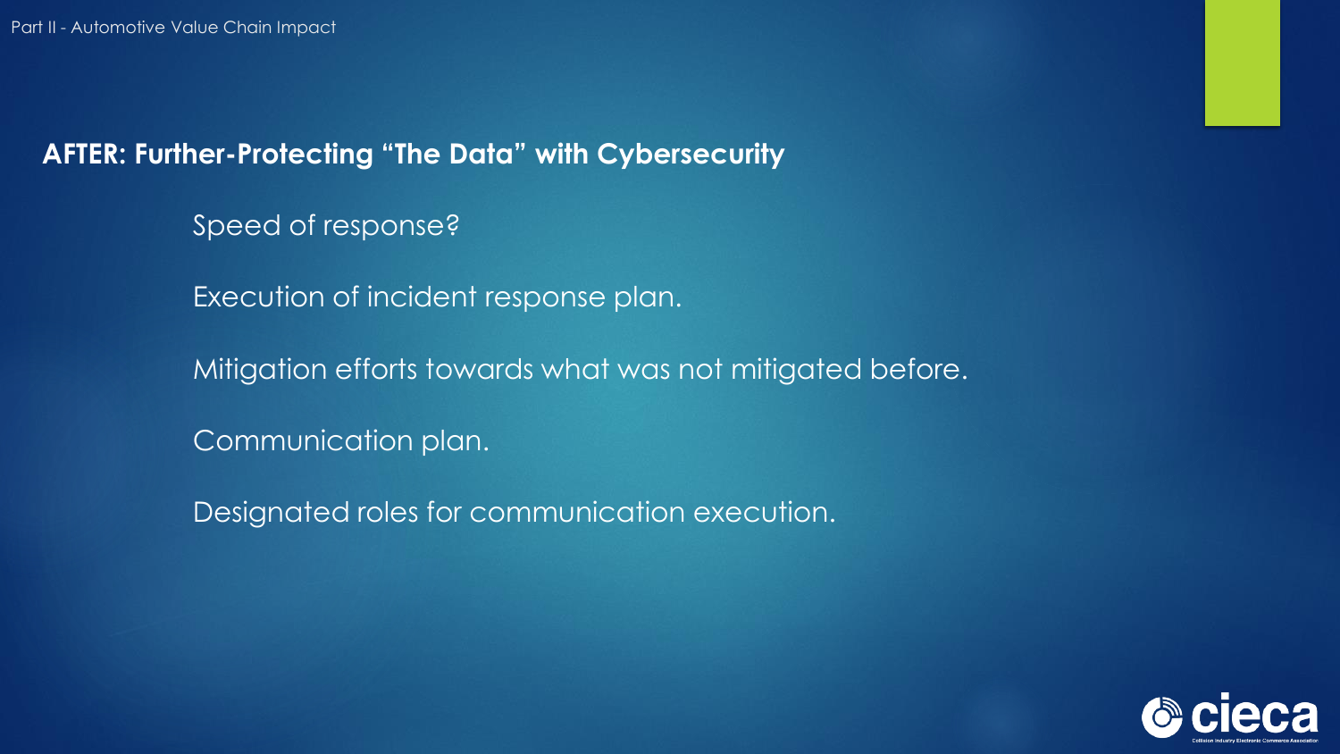## AFTER: Further-Protecting "The Data" with Cybersecurity

Speed of response?

Execution of incident response plan.

Mitigation efforts towards what was not mitigated before.

Communication plan.

Designated roles for communication execution.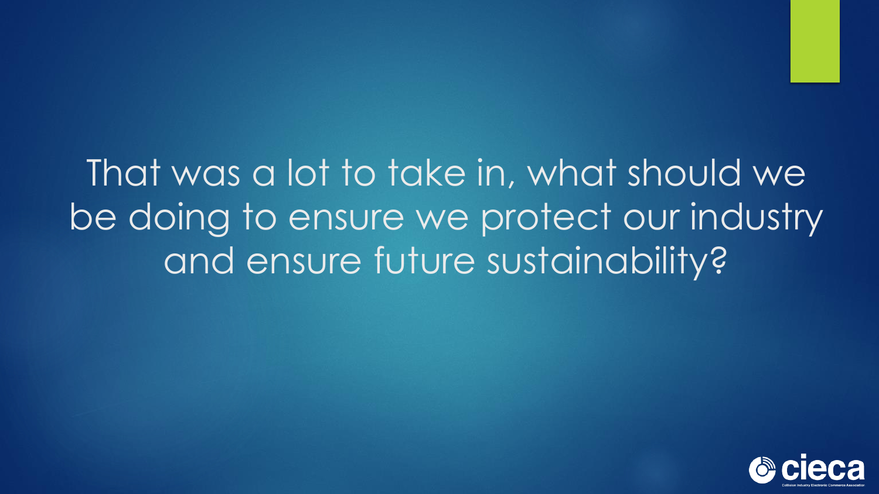That was a lot to take in, what should we be doing to ensure we protect our industry and ensure future sustainability?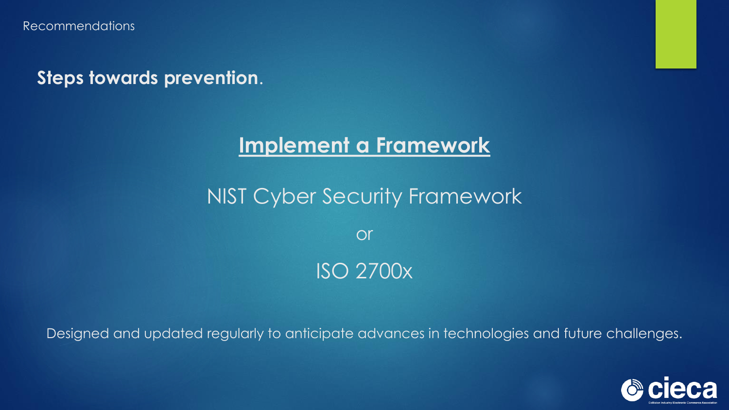Recommendations

**Steps towards prevention**.

## Implement a Framework

NIST Cyber Security Framework

or

ISO 2700x

Designed and updated regularly to anticipate advances in technologies and future challenges.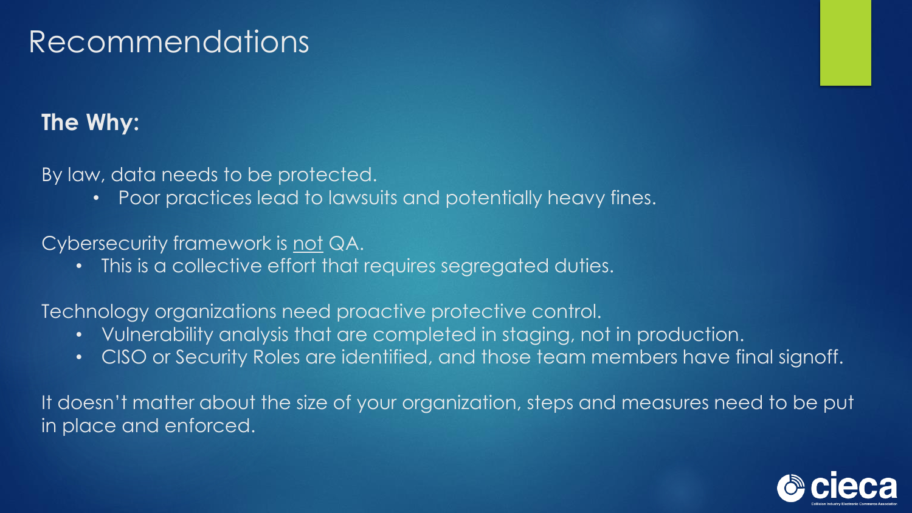# Recommendations

**The Why:**

By law, data needs to be protected.

- Poor practices lead to lawsuits and potentially heavy fines.

Cybersecurity framework is <u>not</u> QA.

- This is a collective effort that requires segregated duties.

Technology organizations need proactive protective control.

- Vulnerability analysis that are completed in staging, not in production.
- CISO or Security Roles are identified, and those team members have final signoff.

It doesn't matter about the size of your organization, steps and measures need to be put in place and enforced.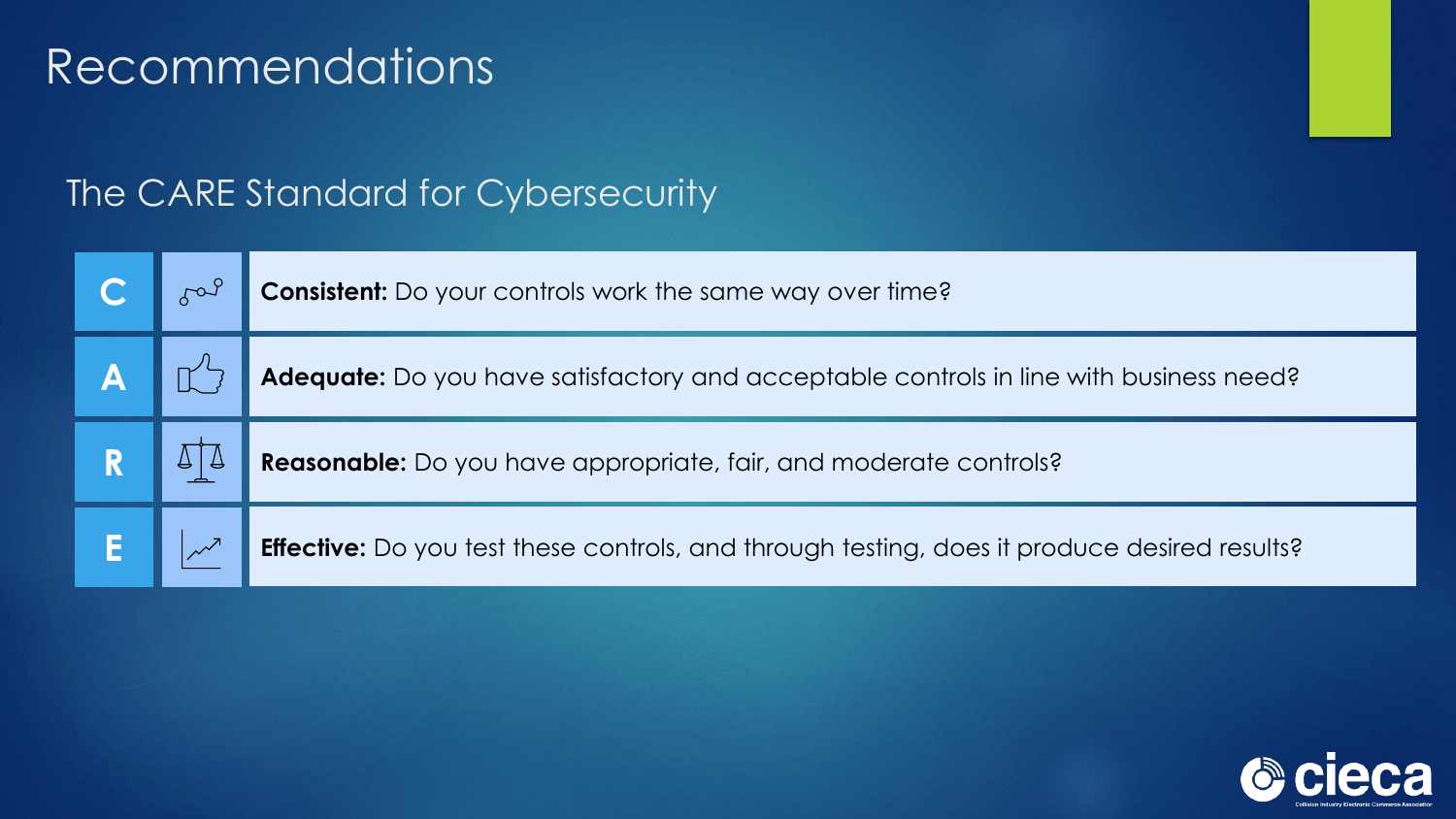# Recommendations

## The CARE Standard for Cybersecurity

| | |
|---|---|
| **C** | **Consistent:** Do your controls work the same way over time? |
| **A** | **Adequate:** Do you have satisfactory and acceptable controls in line with business need? |
| **R** | **Reasonable:** Do you have appropriate, fair, and moderate controls? |
| **E** | **Effective:** Do you test these controls, and through testing, does it produce desired results? |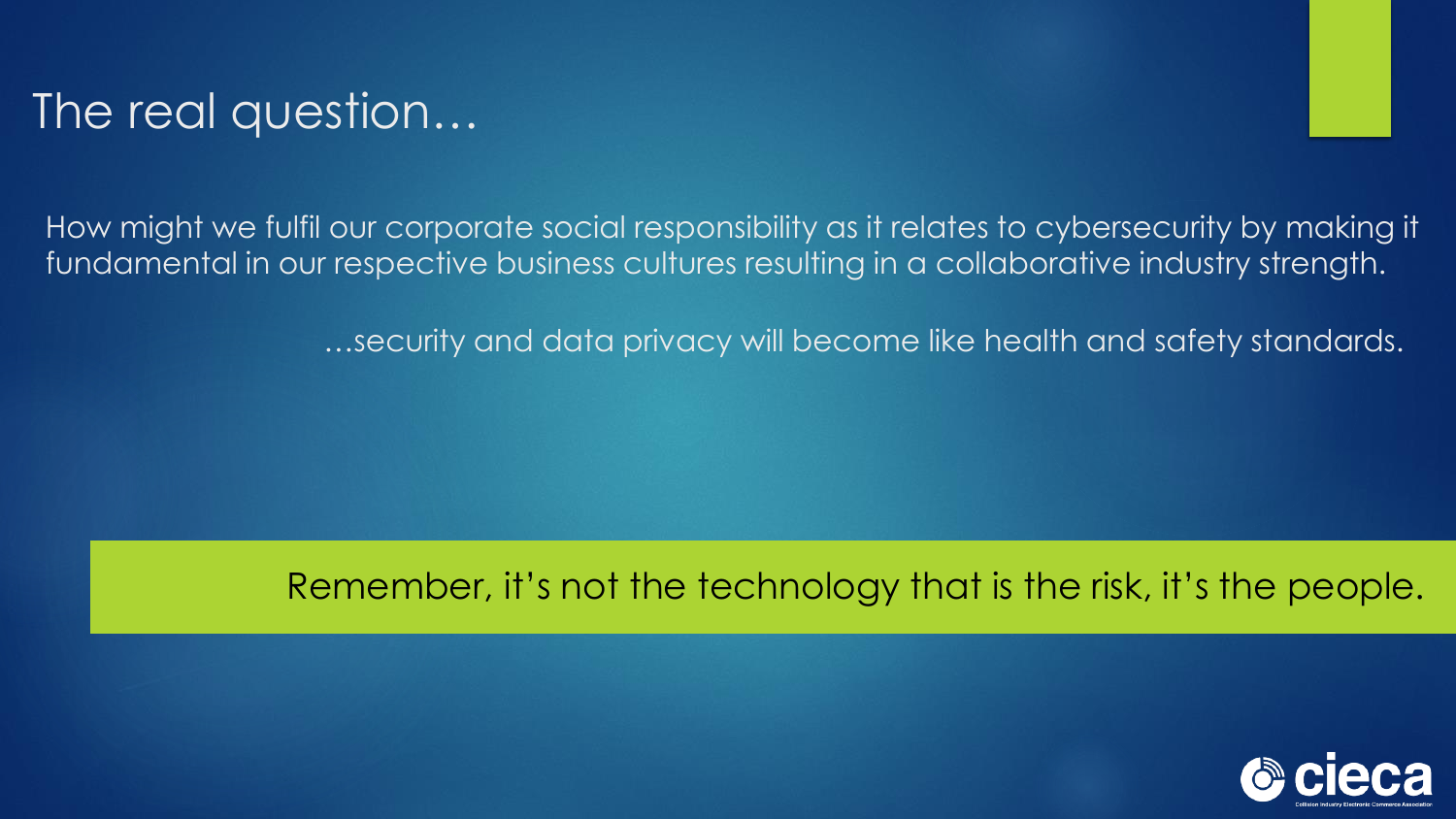# The real question…

How might we fulfil our corporate social responsibility as it relates to cybersecurity by making it fundamental in our respective business cultures resulting in a collaborative industry strength.

…security and data privacy will become like health and safety standards.

Remember, it's not the technology that is the risk, it's the people.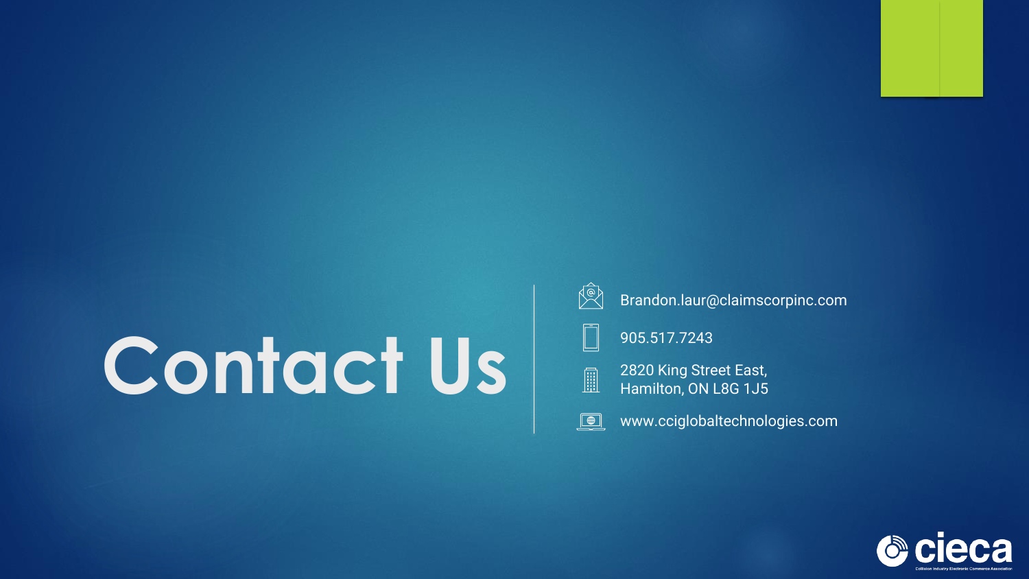# Contact Us

Brandon.laur@claimscorpinc.com

905.517.7243

2820 King Street East,
Hamilton, ON L8G 1J5

www.cciglobaltechnologies.com